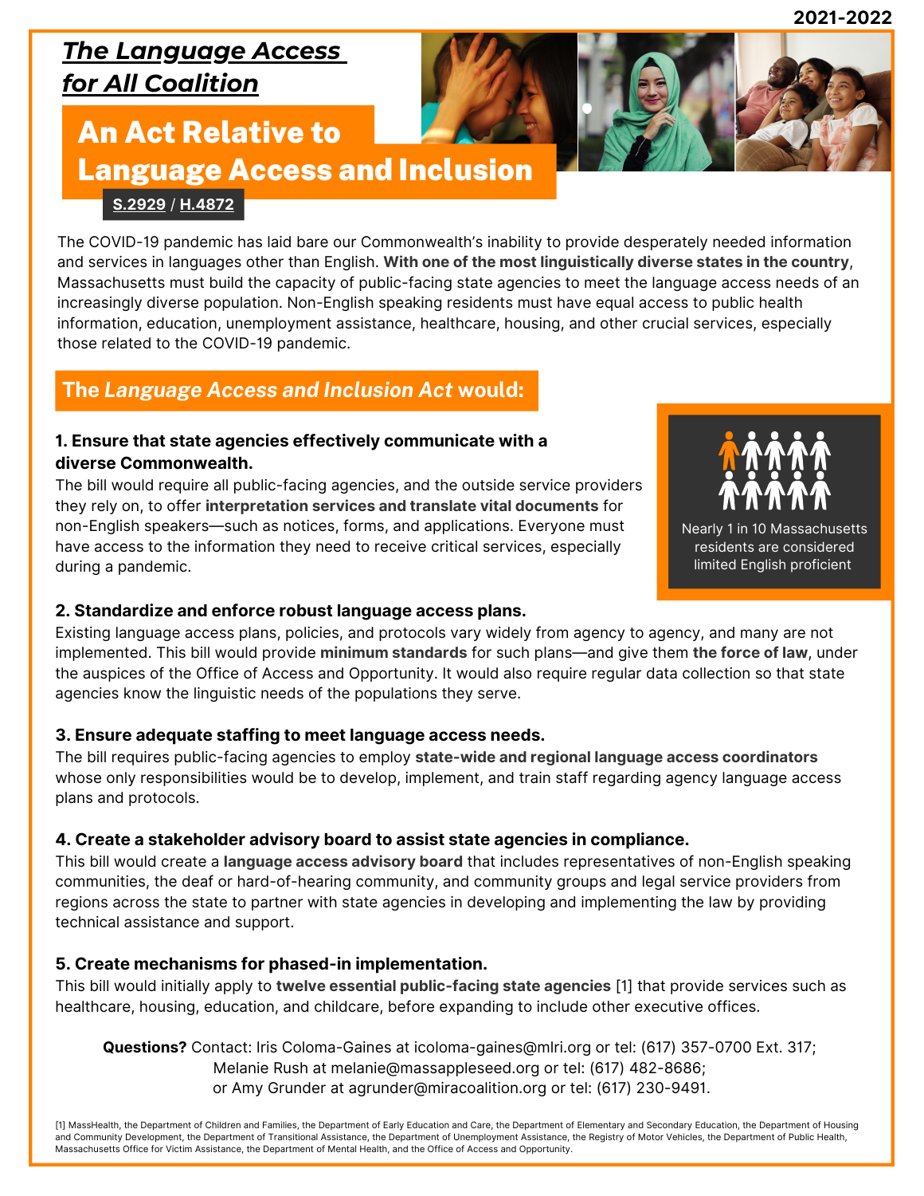2021-2022

## *The Language Access for All Coalition*

# An Act Relative to Language Access and Inclusion

**S.2929 / H.4872**

The COVID-19 pandemic has laid bare our Commonwealth's inability to provide desperately needed information and services in languages other than English. **With one of the most linguistically diverse states in the country**, Massachusetts must build the capacity of public-facing state agencies to meet the language access needs of an increasingly diverse population. Non-English speaking residents must have equal access to public health information, education, unemployment assistance, healthcare, housing, and other crucial services, especially those related to the COVID-19 pandemic.

## The *Language Access and Inclusion Act* would:

### 1. Ensure that state agencies effectively communicate with a diverse Commonwealth.

The bill would require all public-facing agencies, and the outside service providers they rely on, to offer **interpretation services and translate vital documents** for non-English speakers—such as notices, forms, and applications. Everyone must have access to the information they need to receive critical services, especially during a pandemic.

Nearly 1 in 10 Massachusetts residents are considered limited English proficient

### 2. Standardize and enforce robust language access plans.

Existing language access plans, policies, and protocols vary widely from agency to agency, and many are not implemented. This bill would provide **minimum standards** for such plans—and give them **the force of law**, under the auspices of the Office of Access and Opportunity. It would also require regular data collection so that state agencies know the linguistic needs of the populations they serve.

### 3. Ensure adequate staffing to meet language access needs.

The bill requires public-facing agencies to employ **state-wide and regional language access coordinators** whose only responsibilities would be to develop, implement, and train staff regarding agency language access plans and protocols.

### 4. Create a stakeholder advisory board to assist state agencies in compliance.

This bill would create a **language access advisory board** that includes representatives of non-English speaking communities, the deaf or hard-of-hearing community, and community groups and legal service providers from regions across the state to partner with state agencies in developing and implementing the law by providing technical assistance and support.

### 5. Create mechanisms for phased-in implementation.

This bill would initially apply to **twelve essential public-facing state agencies** [1] that provide services such as healthcare, housing, education, and childcare, before expanding to include other executive offices.

**Questions?** Contact: Iris Coloma-Gaines at icoloma-gaines@mlri.org or tel: (617) 357-0700 Ext. 317;
Melanie Rush at melanie@massappleseed.org or tel: (617) 482-8686;
or Amy Grunder at agrunder@miracoalition.org or tel: (617) 230-9491.

[1] MassHealth, the Department of Children and Families, the Department of Early Education and Care, the Department of Elementary and Secondary Education, the Department of Housing and Community Development, the Department of Transitional Assistance, the Department of Unemployment Assistance, the Registry of Motor Vehicles, the Department of Public Health, Massachusetts Office for Victim Assistance, the Department of Mental Health, and the Office of Access and Opportunity.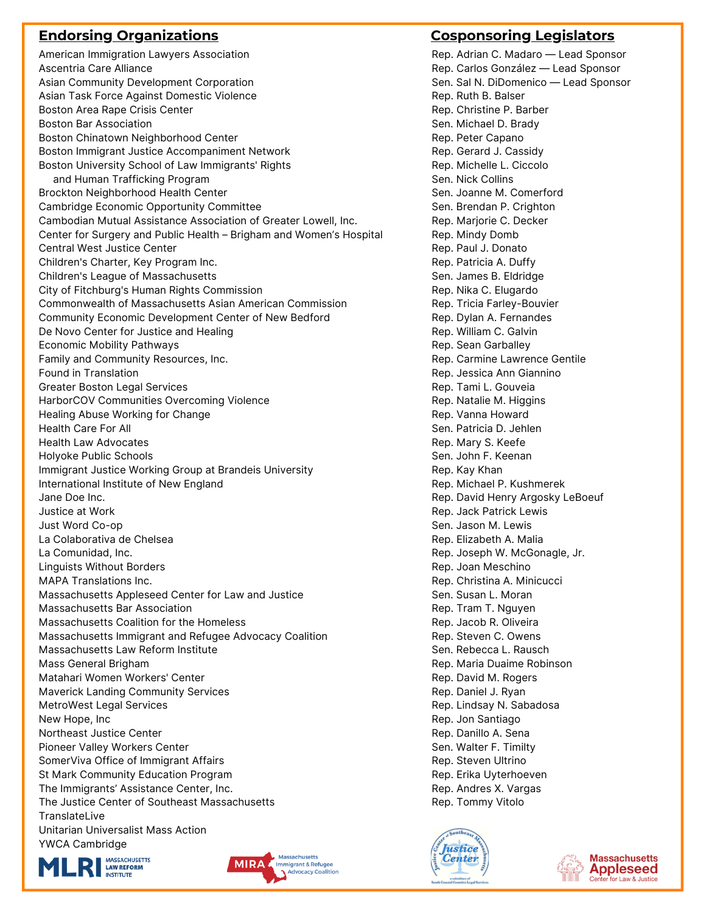## Endorsing Organizations

American Immigration Lawyers Association
Ascentria Care Alliance
Asian Community Development Corporation
Asian Task Force Against Domestic Violence
Boston Area Rape Crisis Center
Boston Bar Association
Boston Chinatown Neighborhood Center
Boston Immigrant Justice Accompaniment Network
Boston University School of Law Immigrants' Rights and Human Trafficking Program
Brockton Neighborhood Health Center
Cambridge Economic Opportunity Committee
Cambodian Mutual Assistance Association of Greater Lowell, Inc.
Center for Surgery and Public Health – Brigham and Women's Hospital
Central West Justice Center
Children's Charter, Key Program Inc.
Children's League of Massachusetts
City of Fitchburg's Human Rights Commission
Commonwealth of Massachusetts Asian American Commission
Community Economic Development Center of New Bedford
De Novo Center for Justice and Healing
Economic Mobility Pathways
Family and Community Resources, Inc.
Found in Translation
Greater Boston Legal Services
HarborCOV Communities Overcoming Violence
Healing Abuse Working for Change
Health Care For All
Health Law Advocates
Holyoke Public Schools
Immigrant Justice Working Group at Brandeis University
International Institute of New England
Jane Doe Inc.
Justice at Work
Just Word Co-op
La Colaborativa de Chelsea
La Comunidad, Inc.
Linguists Without Borders
MAPA Translations Inc.
Massachusetts Appleseed Center for Law and Justice
Massachusetts Bar Association
Massachusetts Coalition for the Homeless
Massachusetts Immigrant and Refugee Advocacy Coalition
Massachusetts Law Reform Institute
Mass General Brigham
Matahari Women Workers' Center
Maverick Landing Community Services
MetroWest Legal Services
New Hope, Inc
Northeast Justice Center
Pioneer Valley Workers Center
SomerViva Office of Immigrant Affairs
St Mark Community Education Program
The Immigrants' Assistance Center, Inc.
The Justice Center of Southeast Massachusetts
TranslateLive
Unitarian Universalist Mass Action
YWCA Cambridge

## Cosponsoring Legislators

Rep. Adrian C. Madaro — Lead Sponsor
Rep. Carlos González — Lead Sponsor
Sen. Sal N. DiDomenico — Lead Sponsor
Rep. Ruth B. Balser
Rep. Christine P. Barber
Sen. Michael D. Brady
Rep. Peter Capano
Rep. Gerard J. Cassidy
Rep. Michelle L. Ciccolo
Sen. Nick Collins
Sen. Joanne M. Comerford
Sen. Brendan P. Crighton
Rep. Marjorie C. Decker
Rep. Mindy Domb
Rep. Paul J. Donato
Rep. Patricia A. Duffy
Sen. James B. Eldridge
Rep. Nika C. Elugardo
Rep. Tricia Farley-Bouvier
Rep. Dylan A. Fernandes
Rep. William C. Galvin
Rep. Sean Garballey
Rep. Carmine Lawrence Gentile
Rep. Jessica Ann Giannino
Rep. Tami L. Gouveia
Rep. Natalie M. Higgins
Rep. Vanna Howard
Sen. Patricia D. Jehlen
Rep. Mary S. Keefe
Sen. John F. Keenan
Rep. Kay Khan
Rep. Michael P. Kushmerek
Rep. David Henry Argosky LeBoeuf
Rep. Jack Patrick Lewis
Sen. Jason M. Lewis
Rep. Elizabeth A. Malia
Rep. Joseph W. McGonagle, Jr.
Rep. Joan Meschino
Rep. Christina A. Minicucci
Sen. Susan L. Moran
Rep. Tram T. Nguyen
Rep. Jacob R. Oliveira
Rep. Steven C. Owens
Sen. Rebecca L. Rausch
Rep. Maria Duaime Robinson
Rep. David M. Rogers
Rep. Daniel J. Ryan
Rep. Lindsay N. Sabadosa
Rep. Jon Santiago
Rep. Danillo A. Sena
Sen. Walter F. Timilty
Rep. Steven Ultrino
Rep. Erika Uyterhoeven
Rep. Andres X. Vargas
Rep. Tommy Vitolo

MLRI Massachusetts Law Reform Institute
MIRA Massachusetts Immigrant & Refugee Advocacy Coalition
Justice Center of Southeast Massachusetts — a subsidiary of South Coastal Counties Legal Services
Massachusetts Appleseed Center for Law & Justice